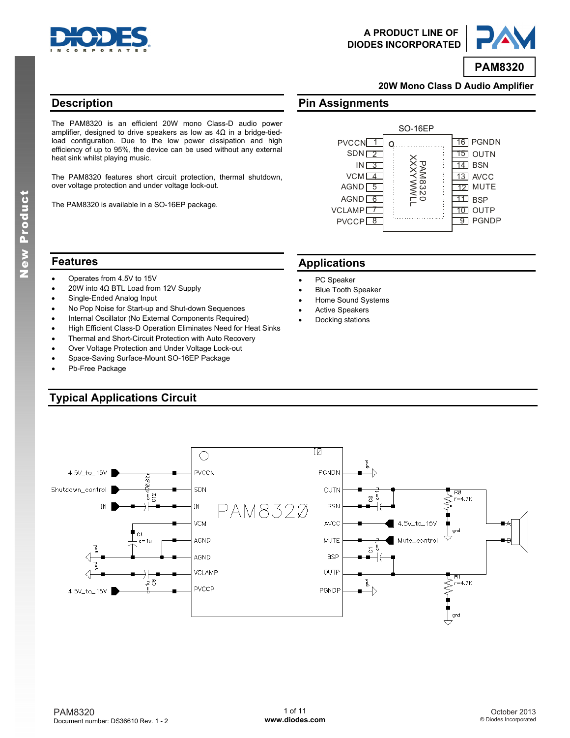A PRODUCT LINE OF
DIODES INCORPORATED

# PAM8320

## 20W Mono Class D Audio Amplifier

## Description

The PAM8320 is an efficient 20W mono Class-D audio power amplifier, designed to drive speakers as low as 4Ω in a bridge-tied-load configuration. Due to the low power dissipation and high efficiency of up to 95%, the device can be used without any external heat sink whilst playing music.

The PAM8320 features short circuit protection, thermal shutdown, over voltage protection and under voltage lock-out.

The PAM8320 is available in a SO-16EP package.

## Pin Assignments

SO-16EP

| Pin | Name | Pin | Name |
|---|---|---|---|
| 1 | PVCCN | 16 | PGNDN |
| 2 | SDN | 15 | OUTN |
| 3 | IN | 14 | BSN |
| 4 | VCM | 13 | AVCC |
| 5 | AGND | 12 | MUTE |
| 6 | AGND | 11 | BSP |
| 7 | VCLAMP | 10 | OUTP |
| 8 | PVCCP | 9 | PGNDP |

Marking: PAM8320 XXXYWWLL

## Features

- Operates from 4.5V to 15V
- 20W into 4Ω BTL Load from 12V Supply
- Single-Ended Analog Input
- No Pop Noise for Start-up and Shut-down Sequences
- Internal Oscillator (No External Components Required)
- High Efficient Class-D Operation Eliminates Need for Heat Sinks
- Thermal and Short-Circuit Protection with Auto Recovery
- Over Voltage Protection and Under Voltage Lock-out
- Space-Saving Surface-Mount SO-16EP Package
- Pb-Free Package

## Applications

- PC Speaker
- Blue Tooth Speaker
- Home Sound Systems
- Active Speakers
- Docking stations

## Typical Applications Circuit

PAM8320

Left side connections: 4.5V_to_15V → PVCCN; Shutdown_control → SDN; IN → C12 (c=470.00n) → IN; VCM → C4 (c=1u) → gnd; AGND; AGND → gnd; VCLAMP → C8 (c=1u) → gnd; 4.5V_to_15V → PVCCP.

Right side connections: PGNDN → gnd; OUTN → C0 (c=1u) → BSN; AVCC → 4.5V_to_15V; MUTE → Mute_control; BSP → C1 (c=1u) → OUTP; PGNDP → gnd; OUTN → R0 (r=4.7K) → gnd; OUTP → R1 (r=4.7K) → gnd; OUTN/OUTP → speaker (A, B).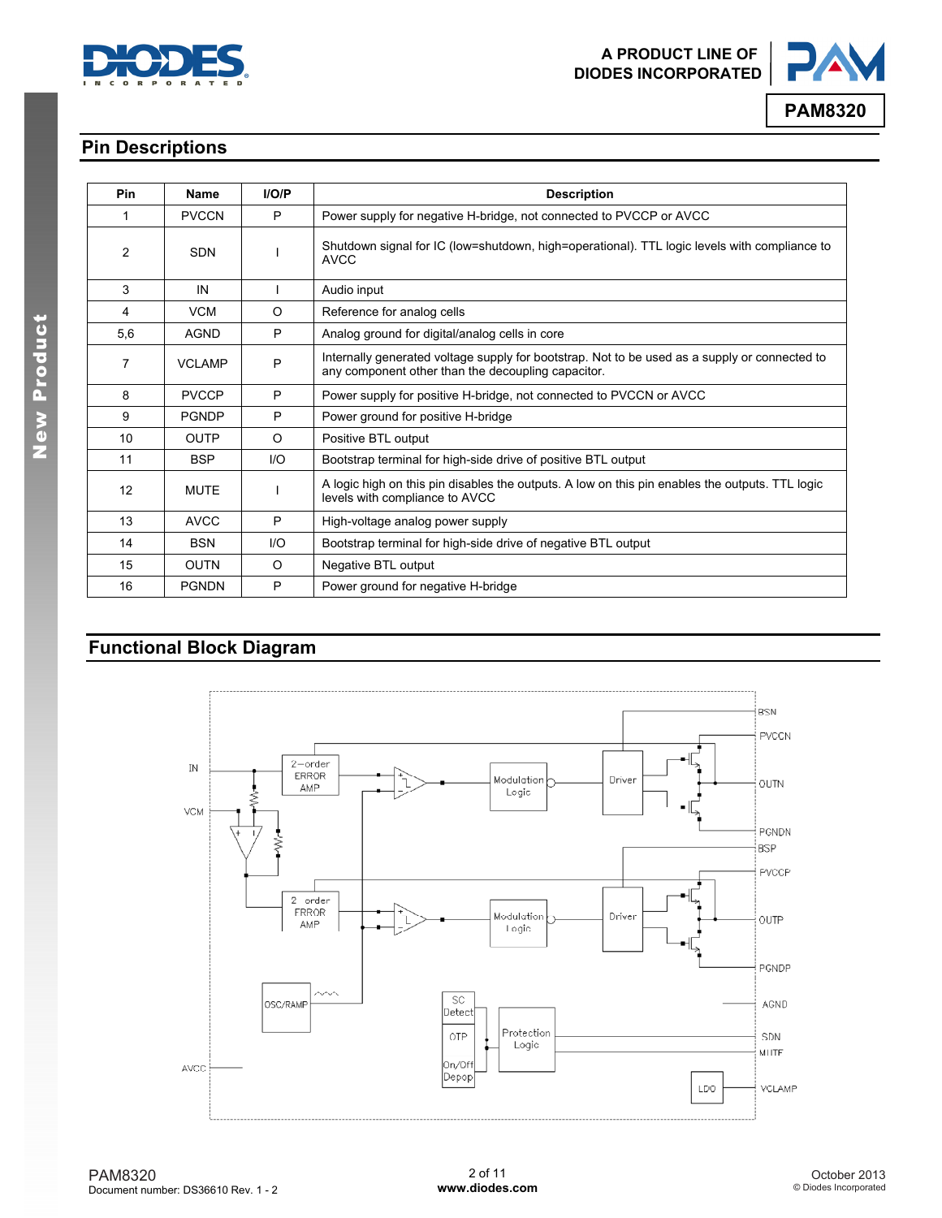## Pin Descriptions

| Pin | Name | I/O/P | Description |
|---|---|---|---|
| 1 | PVCCN | P | Power supply for negative H-bridge, not connected to PVCCP or AVCC |
| 2 | SDN | I | Shutdown signal for IC (low=shutdown, high=operational). TTL logic levels with compliance to AVCC |
| 3 | IN | I | Audio input |
| 4 | VCM | O | Reference for analog cells |
| 5,6 | AGND | P | Analog ground for digital/analog cells in core |
| 7 | VCLAMP | P | Internally generated voltage supply for bootstrap. Not to be used as a supply or connected to any component other than the decoupling capacitor. |
| 8 | PVCCP | P | Power supply for positive H-bridge, not connected to PVCCN or AVCC |
| 9 | PGNDP | P | Power ground for positive H-bridge |
| 10 | OUTP | O | Positive BTL output |
| 11 | BSP | I/O | Bootstrap terminal for high-side drive of positive BTL output |
| 12 | MUTE | I | A logic high on this pin disables the outputs. A low on this pin enables the outputs. TTL logic levels with compliance to AVCC |
| 13 | AVCC | P | High-voltage analog power supply |
| 14 | BSN | I/O | Bootstrap terminal for high-side drive of negative BTL output |
| 15 | OUTN | O | Negative BTL output |
| 16 | PGNDN | P | Power ground for negative H-bridge |

## Functional Block Diagram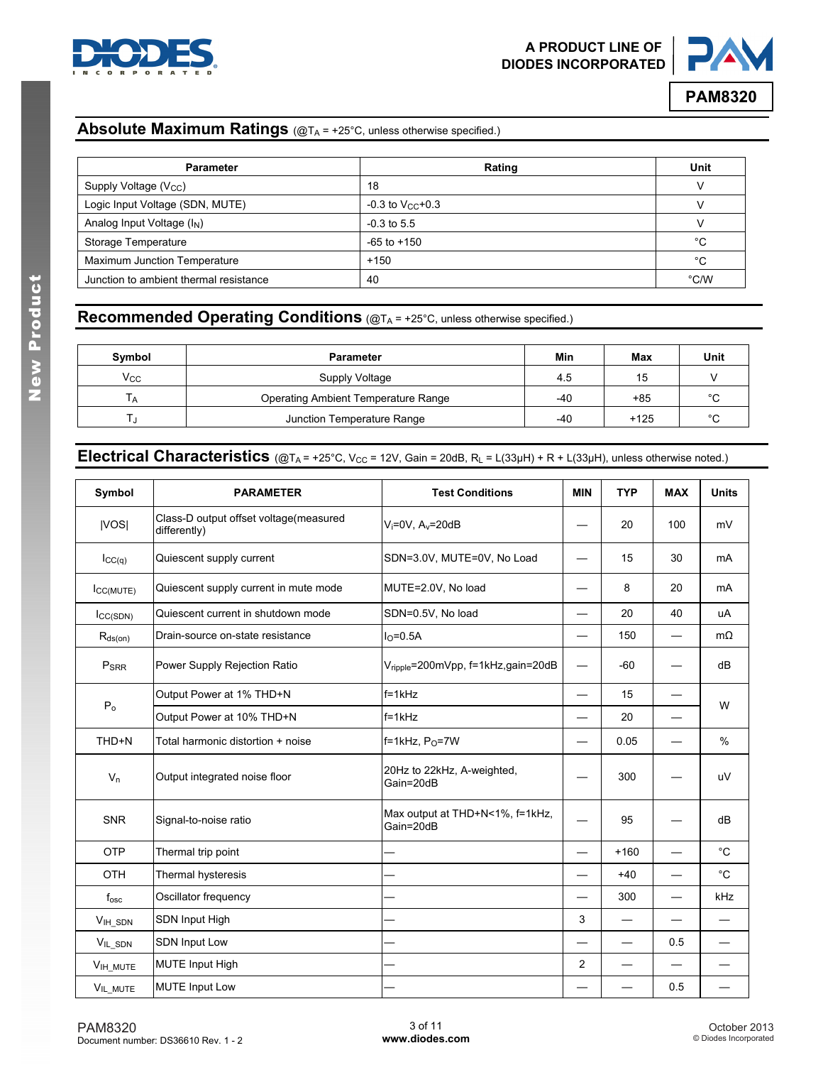## Absolute Maximum Ratings (@$T_A$ = +25°C, unless otherwise specified.)

| Parameter | Rating | Unit |
|---|---|---|
| Supply Voltage ($V_{CC}$) | 18 | V |
| Logic Input Voltage (SDN, MUTE) | -0.3 to $V_{CC}$+0.3 | V |
| Analog Input Voltage ($I_N$) | -0.3 to 5.5 | V |
| Storage Temperature | -65 to +150 | °C |
| Maximum Junction Temperature | +150 | °C |
| Junction to ambient thermal resistance | 40 | °C/W |

## Recommended Operating Conditions (@$T_A$ = +25°C, unless otherwise specified.)

| Symbol | Parameter | Min | Max | Unit |
|---|---|---|---|---|
| $V_{CC}$ | Supply Voltage | 4.5 | 15 | V |
| $T_A$ | Operating Ambient Temperature Range | -40 | +85 | °C |
| $T_J$ | Junction Temperature Range | -40 | +125 | °C |

## Electrical Characteristics (@$T_A$ = +25°C, $V_{CC}$ = 12V, Gain = 20dB, $R_L$ = L(33µH) + R + L(33µH), unless otherwise noted.)

| Symbol | PARAMETER | Test Conditions | MIN | TYP | MAX | Units |
|---|---|---|---|---|---|---|
| \|VOS\| | Class-D output offset voltage(measured differently) | $V_i$=0V, $A_v$=20dB | — | 20 | 100 | mV |
| $I_{CC(q)}$ | Quiescent supply current | SDN=3.0V, MUTE=0V, No Load | — | 15 | 30 | mA |
| $I_{CC(MUTE)}$ | Quiescent supply current in mute mode | MUTE=2.0V, No load | — | 8 | 20 | mA |
| $I_{CC(SDN)}$ | Quiescent current in shutdown mode | SDN=0.5V, No load | — | 20 | 40 | uA |
| $R_{ds(on)}$ | Drain-source on-state resistance | $I_O$=0.5A | — | 150 | — | mΩ |
| $P_{SRR}$ | Power Supply Rejection Ratio | $V_{ripple}$=200mVpp, f=1kHz,gain=20dB | — | -60 | — | dB |
| $P_o$ | Output Power at 1% THD+N | f=1kHz | — | 15 | — | W |
| | Output Power at 10% THD+N | f=1kHz | — | 20 | — | W |
| THD+N | Total harmonic distortion + noise | f=1kHz, $P_O$=7W | — | 0.05 | — | % |
| $V_n$ | Output integrated noise floor | 20Hz to 22kHz, A-weighted, Gain=20dB | — | 300 | — | uV |
| SNR | Signal-to-noise ratio | Max output at THD+N<1%, f=1kHz, Gain=20dB | — | 95 | — | dB |
| OTP | Thermal trip point | — | — | +160 | — | °C |
| OTH | Thermal hysteresis | — | — | +40 | — | °C |
| $f_{osc}$ | Oscillator frequency | — | — | 300 | — | kHz |
| $V_{IH\_SDN}$ | SDN Input High | — | 3 | — | — | — |
| $V_{IL\_SDN}$ | SDN Input Low | — | — | — | 0.5 | — |
| $V_{IH\_MUTE}$ | MUTE Input High | — | 2 | — | — | — |
| $V_{IL\_MUTE}$ | MUTE Input Low | — | — | — | 0.5 | — |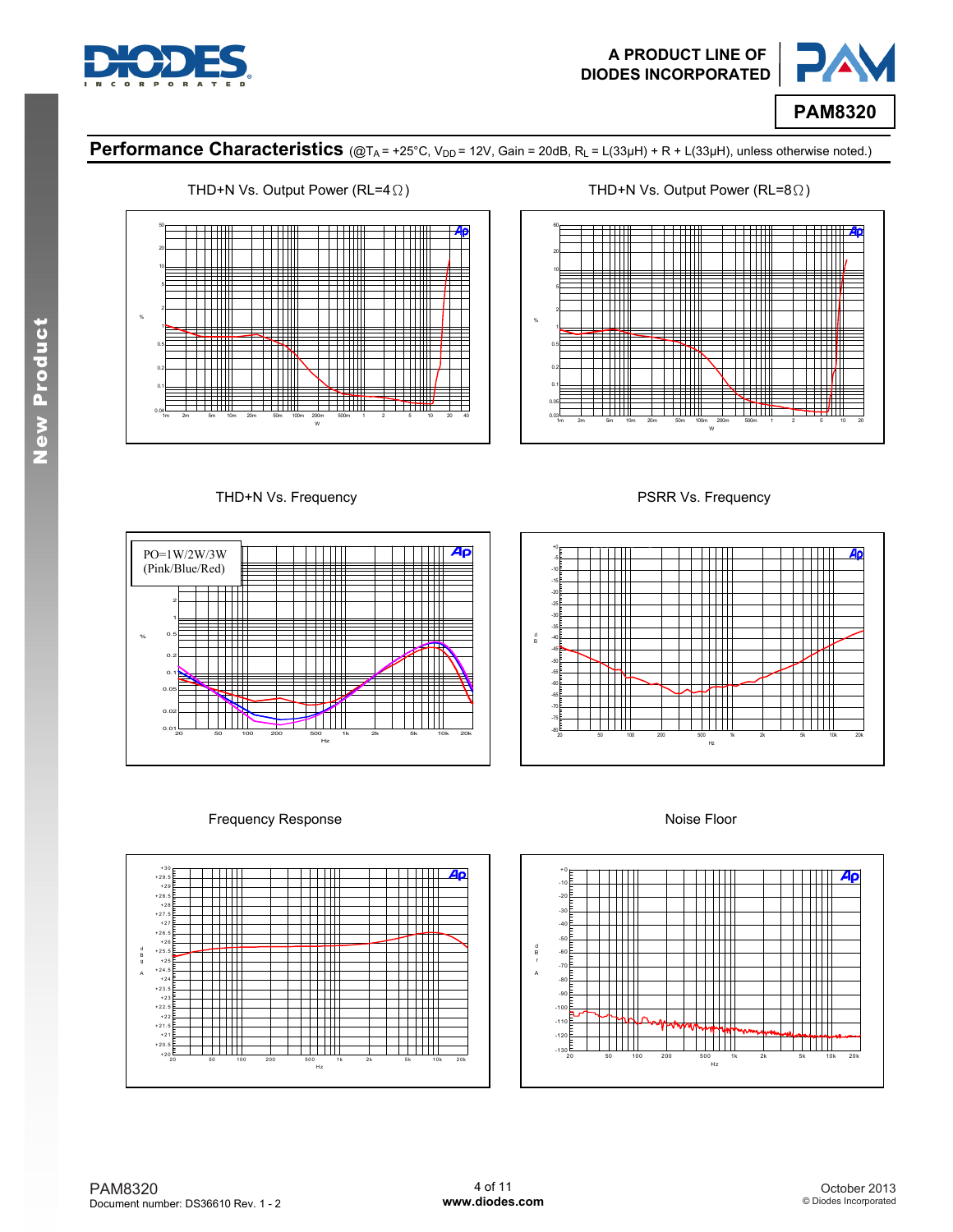## Performance Characteristics (@$T_A$ = +25°C, $V_{DD}$ = 12V, Gain = 20dB, $R_L$ = L(33μH) + R + L(33μH), unless otherwise noted.)

THD+N Vs. Output Power (RL=4Ω)

THD+N Vs. Output Power (RL=8Ω)

THD+N Vs. Frequency

PO=1W/2W/3W (Pink/Blue/Red)

PSRR Vs. Frequency

Frequency Response

Noise Floor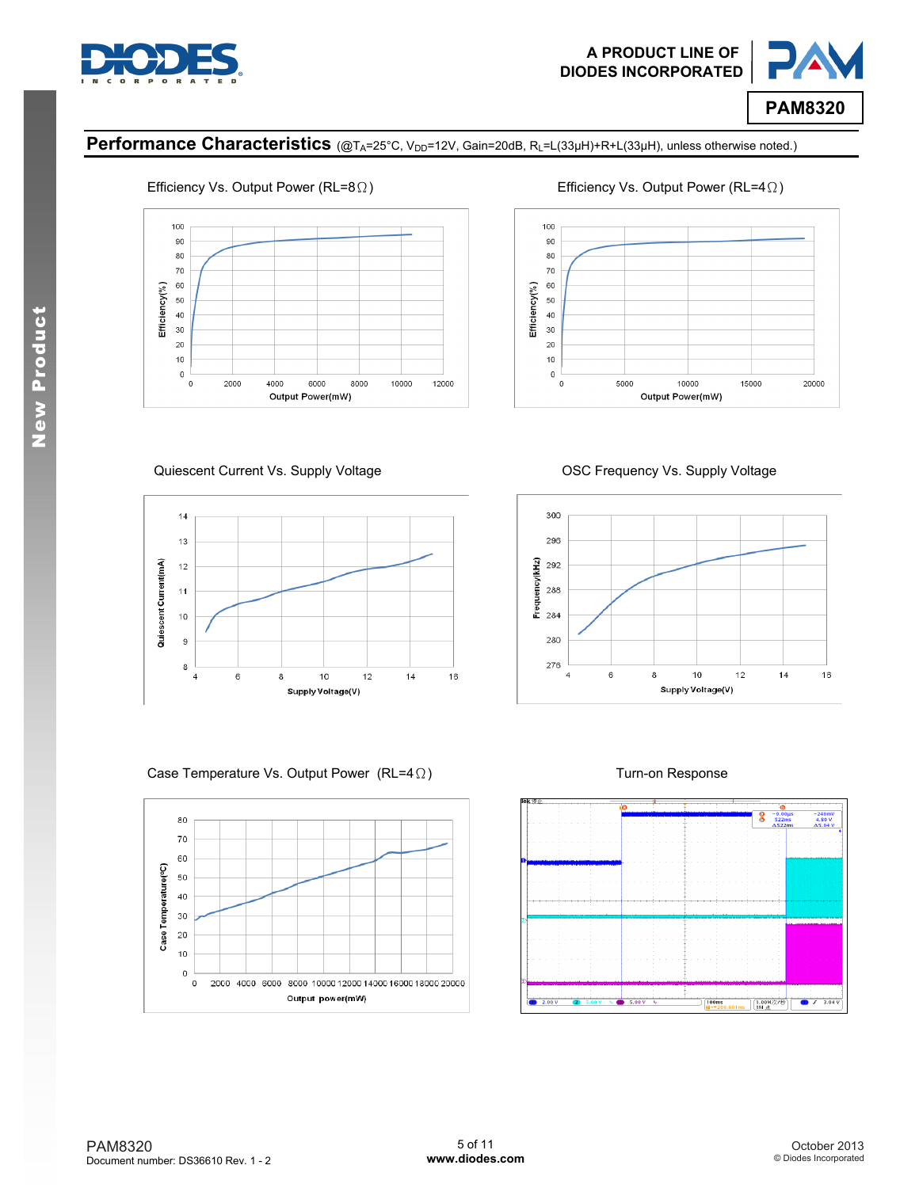## Performance Characteristics (@$T_A$=25°C, $V_{DD}$=12V, Gain=20dB, $R_L$=L(33μH)+R+L(33μH), unless otherwise noted.)

Efficiency Vs. Output Power (RL=8Ω)

Efficiency Vs. Output Power (RL=4Ω)

Quiescent Current Vs. Supply Voltage

OSC Frequency Vs. Supply Voltage

Case Temperature Vs. Output Power (RL=4Ω)

Turn-on Response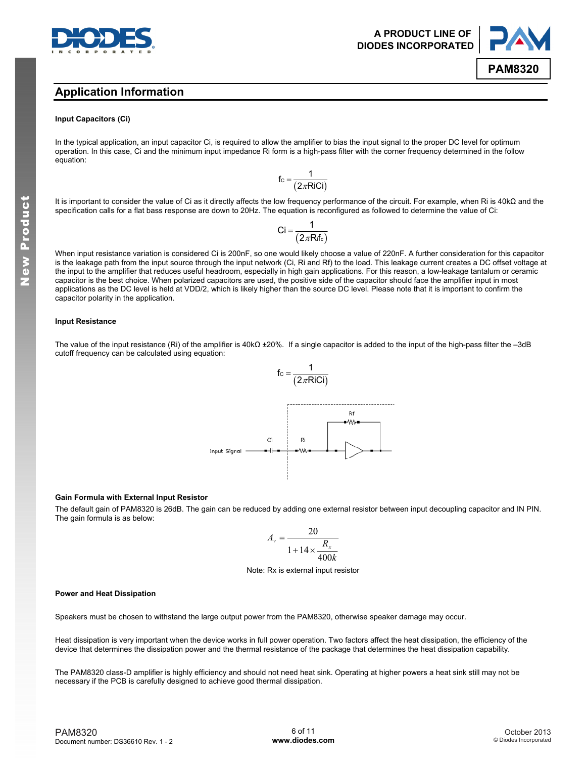## Application Information

### Input Capacitors (Ci)

In the typical application, an input capacitor Ci, is required to allow the amplifier to bias the input signal to the proper DC level for optimum operation. In this case, Ci and the minimum input impedance Ri form is a high-pass filter with the corner frequency determined in the follow equation:

$$f_C = \frac{1}{(2\pi R_i C_i)}$$

It is important to consider the value of Ci as it directly affects the low frequency performance of the circuit. For example, when Ri is 40kΩ and the specification calls for a flat bass response are down to 20Hz. The equation is reconfigured as followed to determine the value of Ci:

$$C_i = \frac{1}{(2\pi R_i f_c)}$$

When input resistance variation is considered Ci is 200nF, so one would likely choose a value of 220nF. A further consideration for this capacitor is the leakage path from the input source through the input network (Ci, Ri and Rf) to the load. This leakage current creates a DC offset voltage at the input to the amplifier that reduces useful headroom, especially in high gain applications. For this reason, a low-leakage tantalum or ceramic capacitor is the best choice. When polarized capacitors are used, the positive side of the capacitor should face the amplifier input in most applications as the DC level is held at VDD/2, which is likely higher than the source DC level. Please note that it is important to confirm the capacitor polarity in the application.

### Input Resistance

The value of the input resistance (Ri) of the amplifier is 40kΩ ±20%. If a single capacitor is added to the input of the high-pass filter the –3dB cutoff frequency can be calculated using equation:

$$f_C = \frac{1}{(2\pi R_i C_i)}$$

### Gain Formula with External Input Resistor

The default gain of PAM8320 is 26dB. The gain can be reduced by adding one external resistor between input decoupling capacitor and IN PIN. The gain formula is as below:

$$A_v = \frac{20}{1 + 14 \times \dfrac{R_x}{400k}}$$

Note: Rx is external input resistor

### Power and Heat Dissipation

Speakers must be chosen to withstand the large output power from the PAM8320, otherwise speaker damage may occur.

Heat dissipation is very important when the device works in full power operation. Two factors affect the heat dissipation, the efficiency of the device that determines the dissipation power and the thermal resistance of the package that determines the heat dissipation capability.

The PAM8320 class-D amplifier is highly efficiency and should not need heat sink. Operating at higher powers a heat sink still may not be necessary if the PCB is carefully designed to achieve good thermal dissipation.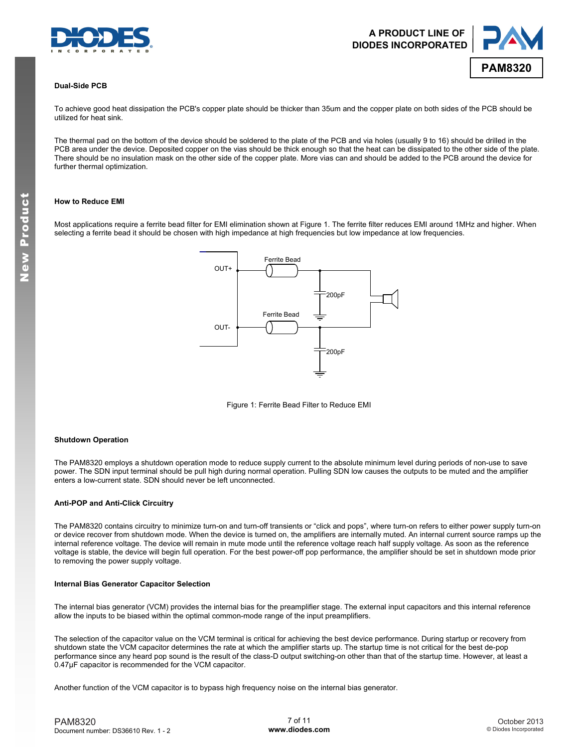### Dual-Side PCB

To achieve good heat dissipation the PCB's copper plate should be thicker than 35um and the copper plate on both sides of the PCB should be utilized for heat sink.

The thermal pad on the bottom of the device should be soldered to the plate of the PCB and via holes (usually 9 to 16) should be drilled in the PCB area under the device. Deposited copper on the vias should be thick enough so that the heat can be dissipated to the other side of the plate. There should be no insulation mask on the other side of the copper plate. More vias can and should be added to the PCB around the device for further thermal optimization.

### How to Reduce EMI

Most applications require a ferrite bead filter for EMI elimination shown at Figure 1. The ferrite filter reduces EMI around 1MHz and higher. When selecting a ferrite bead it should be chosen with high impedance at high frequencies but low impedance at low frequencies.

Figure 1: Ferrite Bead Filter to Reduce EMI

### Shutdown Operation

The PAM8320 employs a shutdown operation mode to reduce supply current to the absolute minimum level during periods of non-use to save power. The SDN input terminal should be pull high during normal operation. Pulling SDN low causes the outputs to be muted and the amplifier enters a low-current state. SDN should never be left unconnected.

### Anti-POP and Anti-Click Circuitry

The PAM8320 contains circuitry to minimize turn-on and turn-off transients or "click and pops", where turn-on refers to either power supply turn-on or device recover from shutdown mode. When the device is turned on, the amplifiers are internally muted. An internal current source ramps up the internal reference voltage. The device will remain in mute mode until the reference voltage reach half supply voltage. As soon as the reference voltage is stable, the device will begin full operation. For the best power-off pop performance, the amplifier should be set in shutdown mode prior to removing the power supply voltage.

### Internal Bias Generator Capacitor Selection

The internal bias generator (VCM) provides the internal bias for the preamplifier stage. The external input capacitors and this internal reference allow the inputs to be biased within the optimal common-mode range of the input preamplifiers.

The selection of the capacitor value on the VCM terminal is critical for achieving the best device performance. During startup or recovery from shutdown state the VCM capacitor determines the rate at which the amplifier starts up. The startup time is not critical for the best de-pop performance since any heard pop sound is the result of the class-D output switching-on other than that of the startup time. However, at least a 0.47µF capacitor is recommended for the VCM capacitor.

Another function of the VCM capacitor is to bypass high frequency noise on the internal bias generator.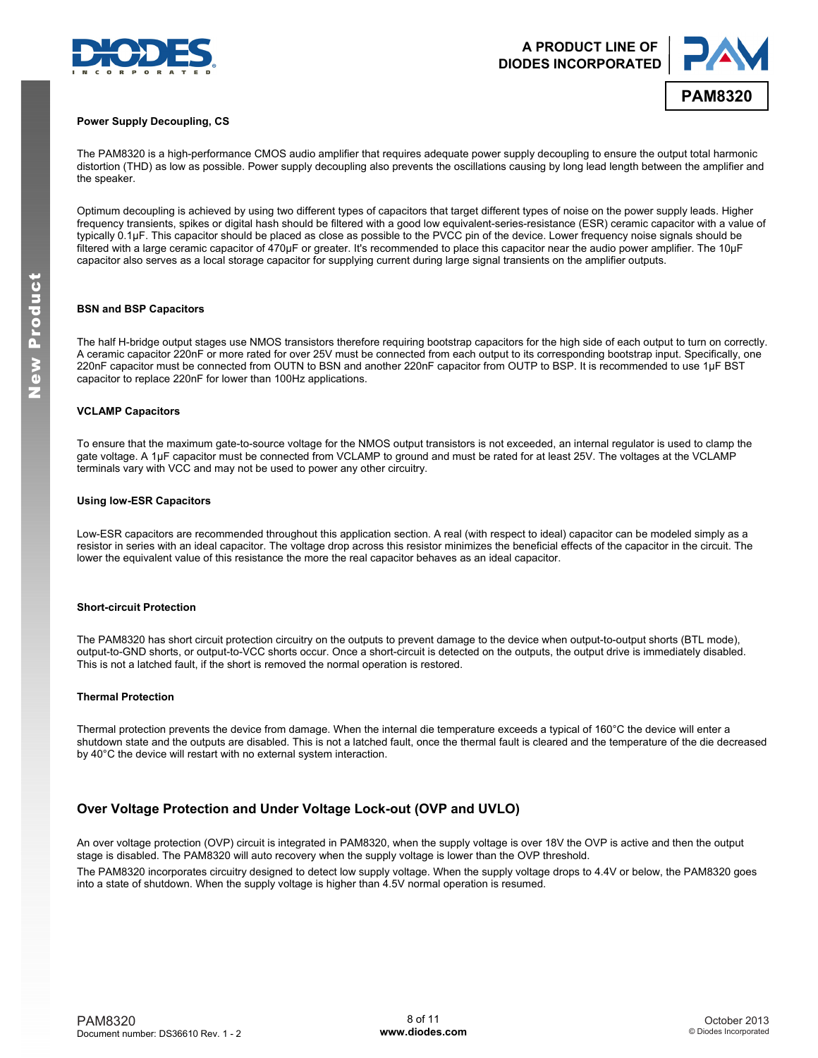### Power Supply Decoupling, CS

The PAM8320 is a high-performance CMOS audio amplifier that requires adequate power supply decoupling to ensure the output total harmonic distortion (THD) as low as possible. Power supply decoupling also prevents the oscillations causing by long lead length between the amplifier and the speaker.

Optimum decoupling is achieved by using two different types of capacitors that target different types of noise on the power supply leads. Higher frequency transients, spikes or digital hash should be filtered with a good low equivalent-series-resistance (ESR) ceramic capacitor with a value of typically 0.1μF. This capacitor should be placed as close as possible to the PVCC pin of the device. Lower frequency noise signals should be filtered with a large ceramic capacitor of 470μF or greater. It's recommended to place this capacitor near the audio power amplifier. The 10μF capacitor also serves as a local storage capacitor for supplying current during large signal transients on the amplifier outputs.

### BSN and BSP Capacitors

The half H-bridge output stages use NMOS transistors therefore requiring bootstrap capacitors for the high side of each output to turn on correctly. A ceramic capacitor 220nF or more rated for over 25V must be connected from each output to its corresponding bootstrap input. Specifically, one 220nF capacitor must be connected from OUTN to BSN and another 220nF capacitor from OUTP to BSP. It is recommended to use 1μF BST capacitor to replace 220nF for lower than 100Hz applications.

### VCLAMP Capacitors

To ensure that the maximum gate-to-source voltage for the NMOS output transistors is not exceeded, an internal regulator is used to clamp the gate voltage. A 1μF capacitor must be connected from VCLAMP to ground and must be rated for at least 25V. The voltages at the VCLAMP terminals vary with VCC and may not be used to power any other circuitry.

### Using low-ESR Capacitors

Low-ESR capacitors are recommended throughout this application section. A real (with respect to ideal) capacitor can be modeled simply as a resistor in series with an ideal capacitor. The voltage drop across this resistor minimizes the beneficial effects of the capacitor in the circuit. The lower the equivalent value of this resistance the more the real capacitor behaves as an ideal capacitor.

### Short-circuit Protection

The PAM8320 has short circuit protection circuitry on the outputs to prevent damage to the device when output-to-output shorts (BTL mode), output-to-GND shorts, or output-to-VCC shorts occur. Once a short-circuit is detected on the outputs, the output drive is immediately disabled. This is not a latched fault, if the short is removed the normal operation is restored.

### Thermal Protection

Thermal protection prevents the device from damage. When the internal die temperature exceeds a typical of 160°C the device will enter a shutdown state and the outputs are disabled. This is not a latched fault, once the thermal fault is cleared and the temperature of the die decreased by 40°C the device will restart with no external system interaction.

## Over Voltage Protection and Under Voltage Lock-out (OVP and UVLO)

An over voltage protection (OVP) circuit is integrated in PAM8320, when the supply voltage is over 18V the OVP is active and then the output stage is disabled. The PAM8320 will auto recovery when the supply voltage is lower than the OVP threshold.

The PAM8320 incorporates circuitry designed to detect low supply voltage. When the supply voltage drops to 4.4V or below, the PAM8320 goes into a state of shutdown. When the supply voltage is higher than 4.5V normal operation is resumed.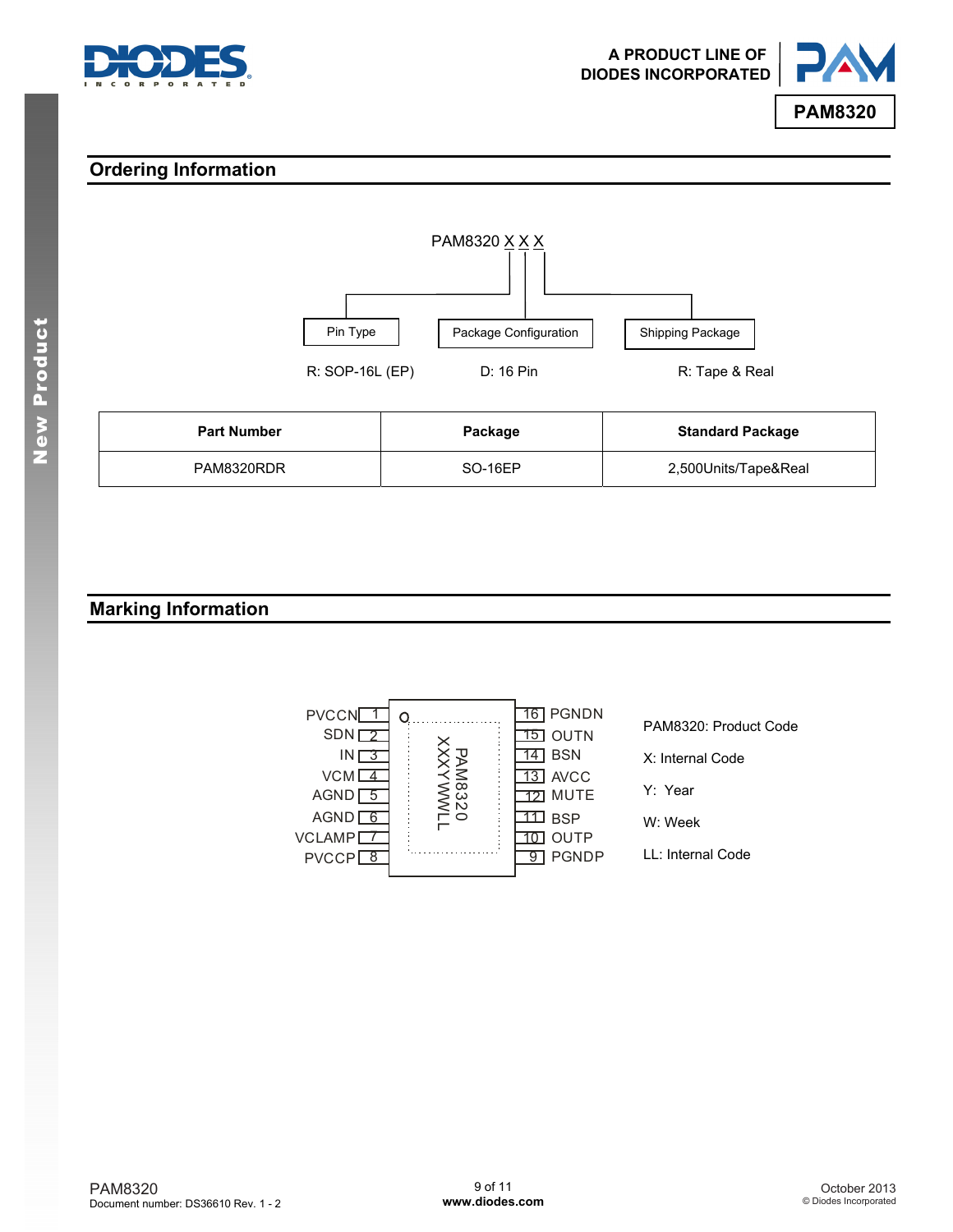## Ordering Information

PAM8320 X X X

| Pin Type | Package Configuration | Shipping Package |
|---|---|---|
| R: SOP-16L (EP) | D: 16 Pin | R: Tape & Real |

| Part Number | Package | Standard Package |
|---|---|---|
| PAM8320RDR | SO-16EP | 2,500Units/Tape&Real |

## Marking Information

| Pin | Name | Pin | Name |
|---|---|---|---|
| 1 | PVCCN | 16 | PGNDN |
| 2 | SDN | 15 | OUTN |
| 3 | IN | 14 | BSN |
| 4 | VCM | 13 | AVCC |
| 5 | AGND | 12 | MUTE |
| 6 | AGND | 11 | BSP |
| 7 | VCLAMP | 10 | OUTP |
| 8 | PVCCP | 9 | PGNDP |

Marking: PAM8320 / XXXYWWLL

PAM8320: Product Code

X: Internal Code

Y: Year

W: Week

LL: Internal Code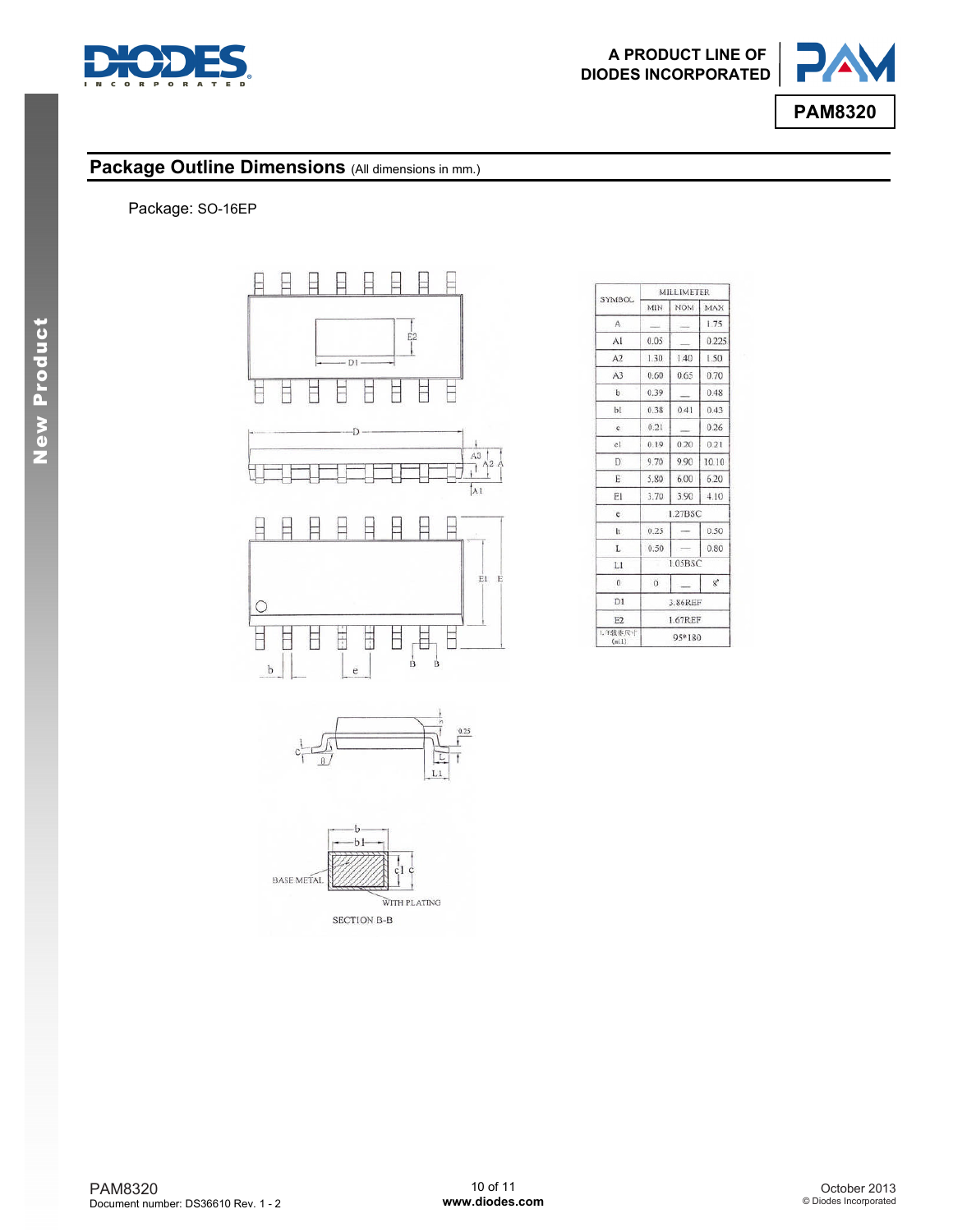## Package Outline Dimensions (All dimensions in mm.)

Package: SO-16EP

| SYMBOL | MILLIMETER | | |
|---|---|---|---|
| | MIN | NOM | MAX |
| A | — | — | 1.75 |
| A1 | 0.05 | — | 0.225 |
| A2 | 1.30 | 1.40 | 1.50 |
| A3 | 0.60 | 0.65 | 0.70 |
| b | 0.39 | — | 0.48 |
| b1 | 0.38 | 0.41 | 0.43 |
| c | 0.21 | — | 0.26 |
| c1 | 0.19 | 0.20 | 0.21 |
| D | 9.70 | 9.90 | 10.10 |
| E | 5.80 | 6.00 | 6.20 |
| E1 | 3.70 | 3.90 | 4.10 |
| e | 1.27BSC | | |
| h | 0.25 | — | 0.50 |
| L | 0.50 | — | 0.80 |
| L1 | 1.05BSC | | |
| θ | 0 | — | 8° |
| D1 | 3.86REF | | |
| E2 | 1.67REF | | |
| L/F载体尺寸 (mil) | 95*180 | | |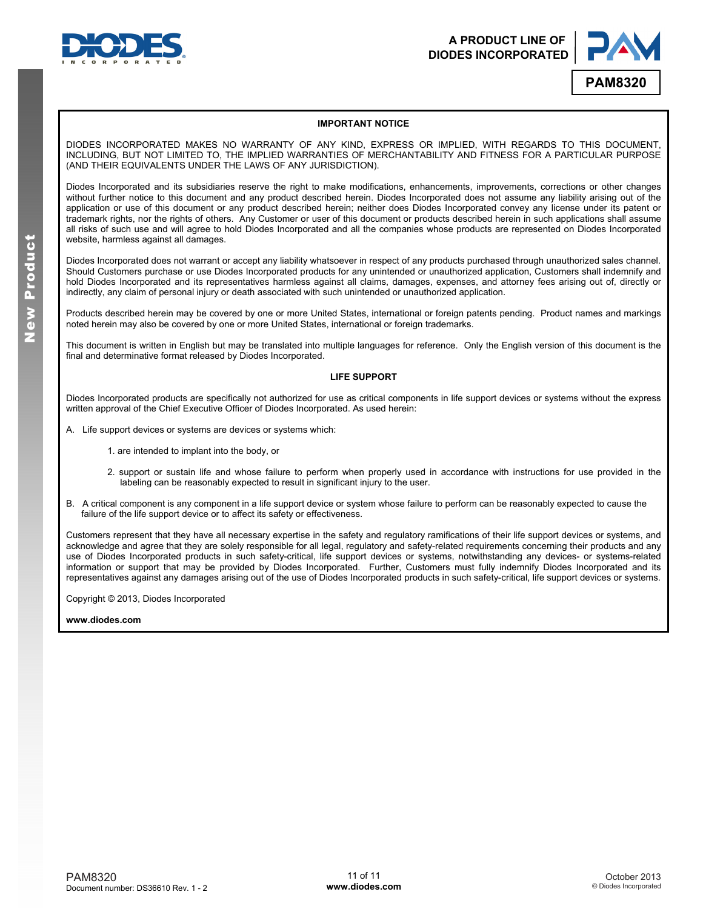## IMPORTANT NOTICE

DIODES INCORPORATED MAKES NO WARRANTY OF ANY KIND, EXPRESS OR IMPLIED, WITH REGARDS TO THIS DOCUMENT, INCLUDING, BUT NOT LIMITED TO, THE IMPLIED WARRANTIES OF MERCHANTABILITY AND FITNESS FOR A PARTICULAR PURPOSE (AND THEIR EQUIVALENTS UNDER THE LAWS OF ANY JURISDICTION).

Diodes Incorporated and its subsidiaries reserve the right to make modifications, enhancements, improvements, corrections or other changes without further notice to this document and any product described herein. Diodes Incorporated does not assume any liability arising out of the application or use of this document or any product described herein; neither does Diodes Incorporated convey any license under its patent or trademark rights, nor the rights of others. Any Customer or user of this document or products described herein in such applications shall assume all risks of such use and will agree to hold Diodes Incorporated and all the companies whose products are represented on Diodes Incorporated website, harmless against all damages.

Diodes Incorporated does not warrant or accept any liability whatsoever in respect of any products purchased through unauthorized sales channel. Should Customers purchase or use Diodes Incorporated products for any unintended or unauthorized application, Customers shall indemnify and hold Diodes Incorporated and its representatives harmless against all claims, damages, expenses, and attorney fees arising out of, directly or indirectly, any claim of personal injury or death associated with such unintended or unauthorized application.

Products described herein may be covered by one or more United States, international or foreign patents pending. Product names and markings noted herein may also be covered by one or more United States, international or foreign trademarks.

This document is written in English but may be translated into multiple languages for reference. Only the English version of this document is the final and determinative format released by Diodes Incorporated.

## LIFE SUPPORT

Diodes Incorporated products are specifically not authorized for use as critical components in life support devices or systems without the express written approval of the Chief Executive Officer of Diodes Incorporated. As used herein:

A. Life support devices or systems are devices or systems which:

1. are intended to implant into the body, or
2. support or sustain life and whose failure to perform when properly used in accordance with instructions for use provided in the labeling can be reasonably expected to result in significant injury to the user.

B. A critical component is any component in a life support device or system whose failure to perform can be reasonably expected to cause the failure of the life support device or to affect its safety or effectiveness.

Customers represent that they have all necessary expertise in the safety and regulatory ramifications of their life support devices or systems, and acknowledge and agree that they are solely responsible for all legal, regulatory and safety-related requirements concerning their products and any use of Diodes Incorporated products in such safety-critical, life support devices or systems, notwithstanding any devices- or systems-related information or support that may be provided by Diodes Incorporated. Further, Customers must fully indemnify Diodes Incorporated and its representatives against any damages arising out of the use of Diodes Incorporated products in such safety-critical, life support devices or systems.

Copyright © 2013, Diodes Incorporated

**www.diodes.com**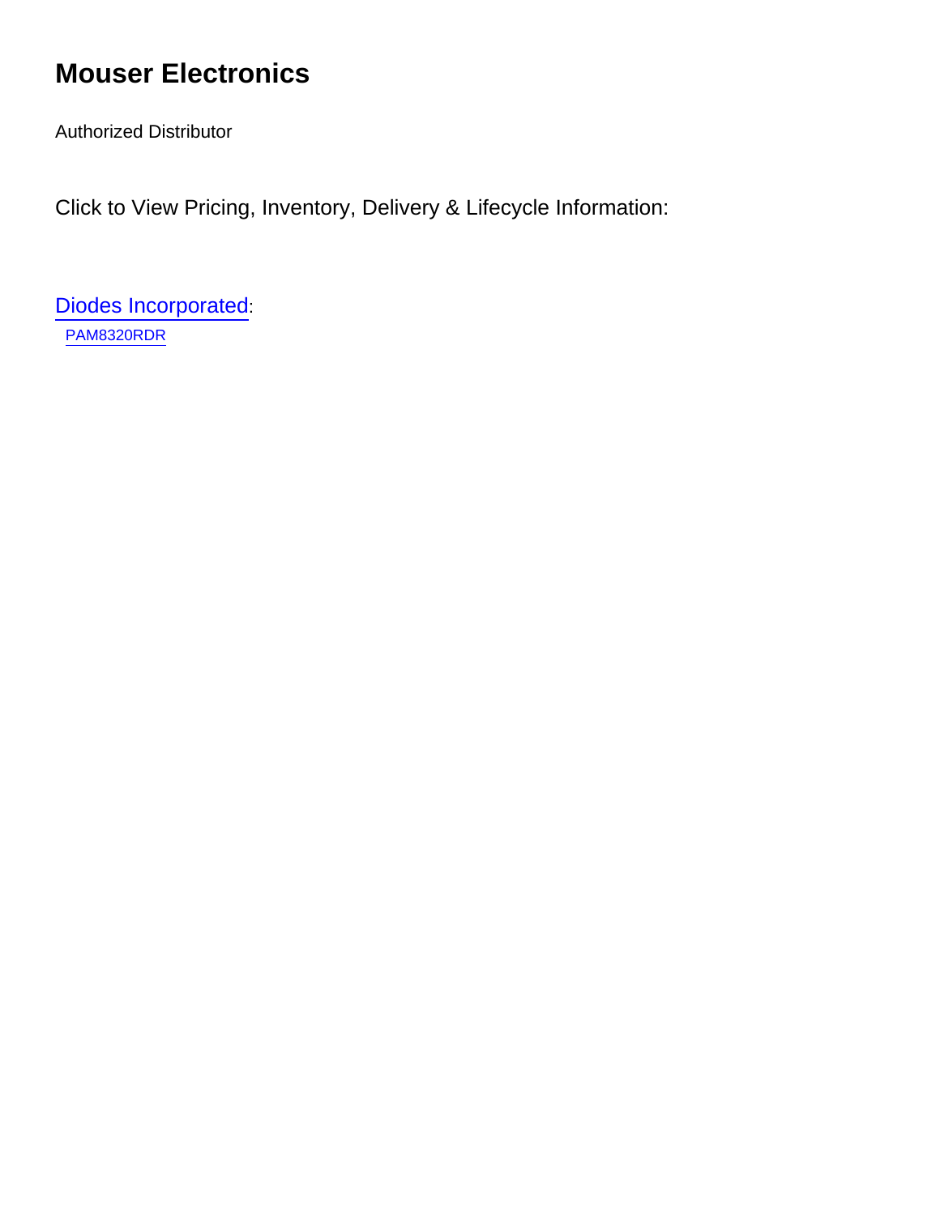# Mouser Electronics

Authorized Distributor

Click to View Pricing, Inventory, Delivery & Lifecycle Information:

Diodes Incorporated:

PAM8320RDR